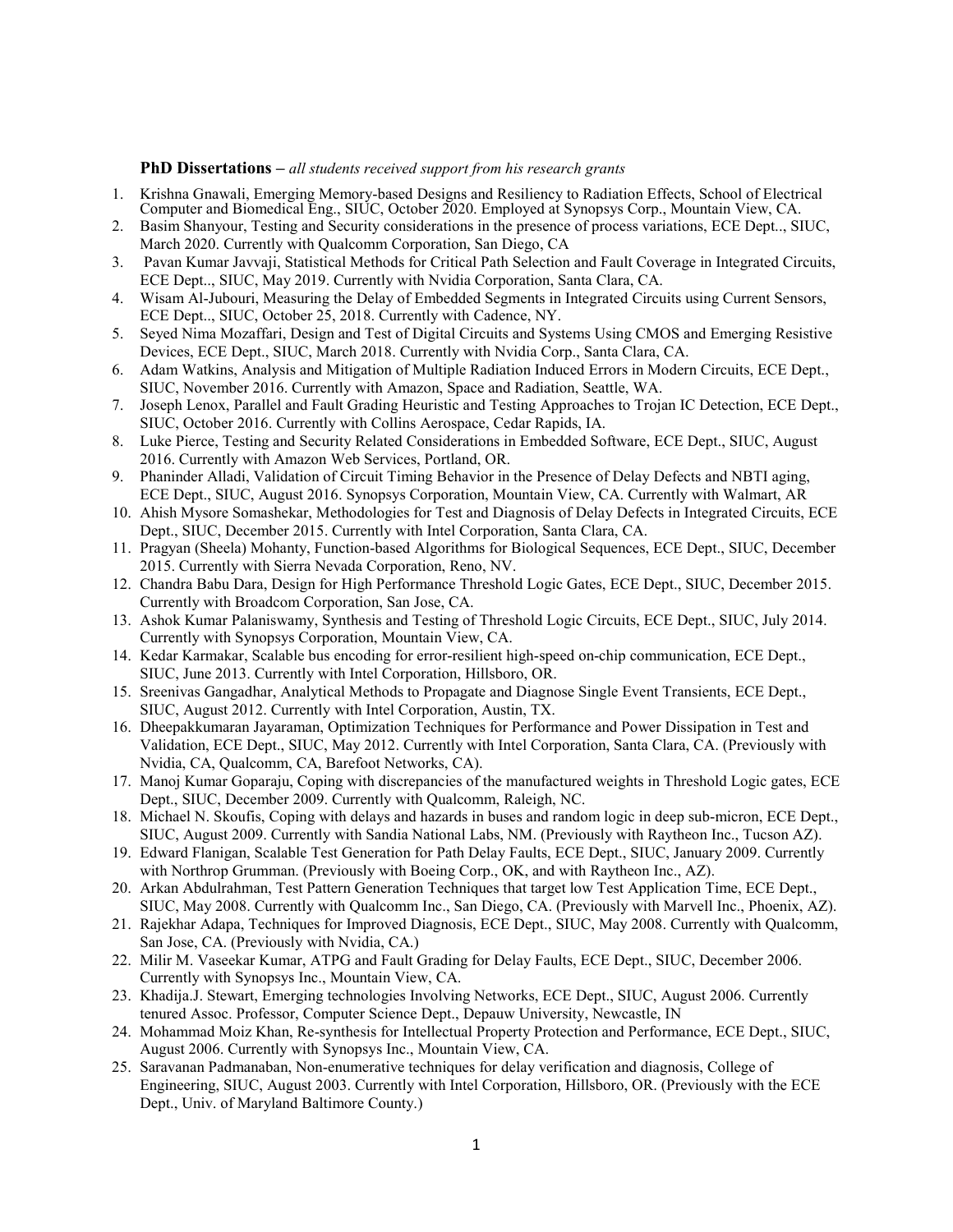**PhD Dissertations –** *all students received support from his research grants*

1. Krishna Gnawali, Emerging Memory-based Designs and Resiliency to Radiation Effects, School of Electrical Computer and Biomedical Eng., SIUC, October 2020. Employed at Synopsys Corp., Mountain View, CA.
2. Basim Shanyour, Testing and Security considerations in the presence of process variations, ECE Dept.., SIUC, March 2020. Currently with Qualcomm Corporation, San Diego, CA
3. Pavan Kumar Javvaji, Statistical Methods for Critical Path Selection and Fault Coverage in Integrated Circuits, ECE Dept.., SIUC, May 2019. Currently with Nvidia Corporation, Santa Clara, CA.
4. Wisam Al-Jubouri, Measuring the Delay of Embedded Segments in Integrated Circuits using Current Sensors, ECE Dept.., SIUC, October 25, 2018. Currently with Cadence, NY.
5. Seyed Nima Mozaffari, Design and Test of Digital Circuits and Systems Using CMOS and Emerging Resistive Devices, ECE Dept., SIUC, March 2018. Currently with Nvidia Corp., Santa Clara, CA.
6. Adam Watkins, Analysis and Mitigation of Multiple Radiation Induced Errors in Modern Circuits, ECE Dept., SIUC, November 2016. Currently with Amazon, Space and Radiation, Seattle, WA.
7. Joseph Lenox, Parallel and Fault Grading Heuristic and Testing Approaches to Trojan IC Detection, ECE Dept., SIUC, October 2016. Currently with Collins Aerospace, Cedar Rapids, IA.
8. Luke Pierce, Testing and Security Related Considerations in Embedded Software, ECE Dept., SIUC, August 2016. Currently with Amazon Web Services, Portland, OR.
9. Phaninder Alladi, Validation of Circuit Timing Behavior in the Presence of Delay Defects and NBTI aging, ECE Dept., SIUC, August 2016. Synopsys Corporation, Mountain View, CA. Currently with Walmart, AR
10. Ahish Mysore Somashekar, Methodologies for Test and Diagnosis of Delay Defects in Integrated Circuits, ECE Dept., SIUC, December 2015. Currently with Intel Corporation, Santa Clara, CA.
11. Pragyan (Sheela) Mohanty, Function-based Algorithms for Biological Sequences, ECE Dept., SIUC, December 2015. Currently with Sierra Nevada Corporation, Reno, NV.
12. Chandra Babu Dara, Design for High Performance Threshold Logic Gates, ECE Dept., SIUC, December 2015. Currently with Broadcom Corporation, San Jose, CA.
13. Ashok Kumar Palaniswamy, Synthesis and Testing of Threshold Logic Circuits, ECE Dept., SIUC, July 2014. Currently with Synopsys Corporation, Mountain View, CA.
14. Kedar Karmakar, Scalable bus encoding for error-resilient high-speed on-chip communication, ECE Dept., SIUC, June 2013. Currently with Intel Corporation, Hillsboro, OR.
15. Sreenivas Gangadhar, Analytical Methods to Propagate and Diagnose Single Event Transients, ECE Dept., SIUC, August 2012. Currently with Intel Corporation, Austin, TX.
16. Dheepakkumaran Jayaraman, Optimization Techniques for Performance and Power Dissipation in Test and Validation, ECE Dept., SIUC, May 2012. Currently with Intel Corporation, Santa Clara, CA. (Previously with Nvidia, CA, Qualcomm, CA, Barefoot Networks, CA).
17. Manoj Kumar Goparaju, Coping with discrepancies of the manufactured weights in Threshold Logic gates, ECE Dept., SIUC, December 2009. Currently with Qualcomm, Raleigh, NC.
18. Michael N. Skoufis, Coping with delays and hazards in buses and random logic in deep sub-micron, ECE Dept., SIUC, August 2009. Currently with Sandia National Labs, NM. (Previously with Raytheon Inc., Tucson AZ).
19. Edward Flanigan, Scalable Test Generation for Path Delay Faults, ECE Dept., SIUC, January 2009. Currently with Northrop Grumman. (Previously with Boeing Corp., OK, and with Raytheon Inc., AZ).
20. Arkan Abdulrahman, Test Pattern Generation Techniques that target low Test Application Time, ECE Dept., SIUC, May 2008. Currently with Qualcomm Inc., San Diego, CA. (Previously with Marvell Inc., Phoenix, AZ).
21. Rajekhar Adapa, Techniques for Improved Diagnosis, ECE Dept., SIUC, May 2008. Currently with Qualcomm, San Jose, CA. (Previously with Nvidia, CA.)
22. Milir M. Vaseekar Kumar, ATPG and Fault Grading for Delay Faults, ECE Dept., SIUC, December 2006. Currently with Synopsys Inc., Mountain View, CA.
23. Khadija.J. Stewart, Emerging technologies Involving Networks, ECE Dept., SIUC, August 2006. Currently tenured Assoc. Professor, Computer Science Dept., Depauw University, Newcastle, IN
24. Mohammad Moiz Khan, Re-synthesis for Intellectual Property Protection and Performance, ECE Dept., SIUC, August 2006. Currently with Synopsys Inc., Mountain View, CA.
25. Saravanan Padmanaban, Non-enumerative techniques for delay verification and diagnosis, College of Engineering, SIUC, August 2003. Currently with Intel Corporation, Hillsboro, OR. (Previously with the ECE Dept., Univ. of Maryland Baltimore County.)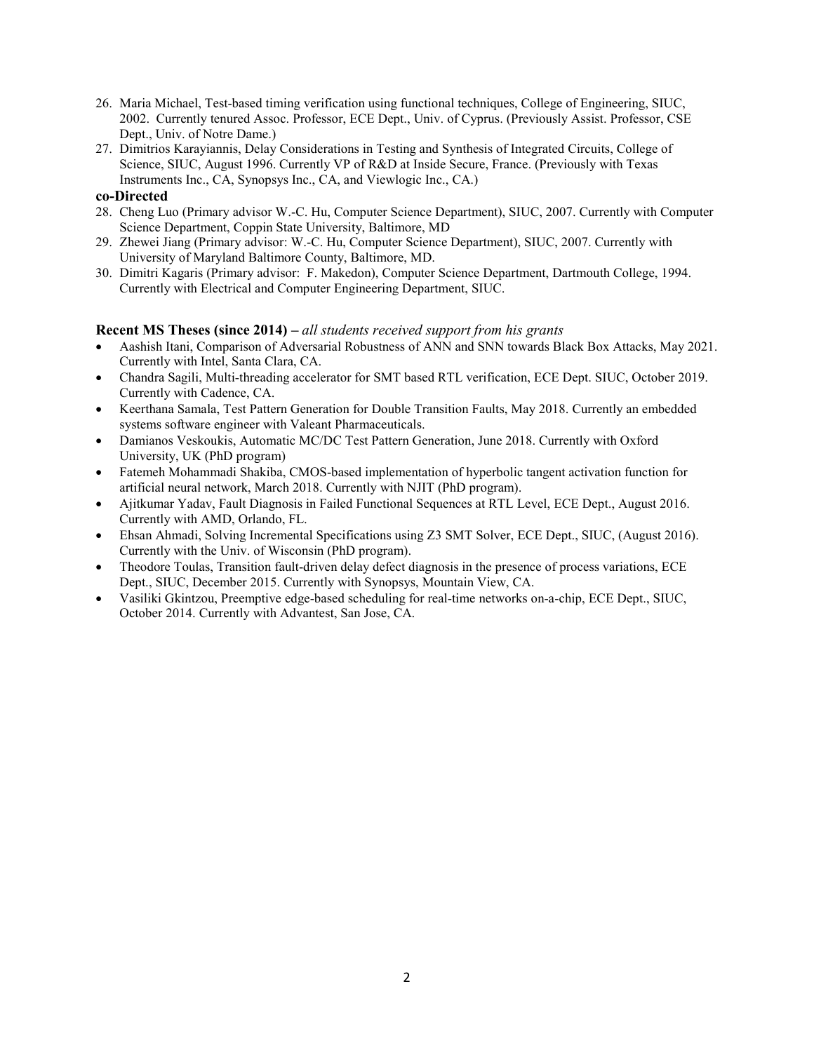26. Maria Michael, Test-based timing verification using functional techniques, College of Engineering, SIUC, 2002. Currently tenured Assoc. Professor, ECE Dept., Univ. of Cyprus. (Previously Assist. Professor, CSE Dept., Univ. of Notre Dame.)
27. Dimitrios Karayiannis, Delay Considerations in Testing and Synthesis of Integrated Circuits, College of Science, SIUC, August 1996. Currently VP of R&D at Inside Secure, France. (Previously with Texas Instruments Inc., CA, Synopsys Inc., CA, and Viewlogic Inc., CA.)

**co-Directed**

28. Cheng Luo (Primary advisor W.-C. Hu, Computer Science Department), SIUC, 2007. Currently with Computer Science Department, Coppin State University, Baltimore, MD
29. Zhewei Jiang (Primary advisor: W.-C. Hu, Computer Science Department), SIUC, 2007. Currently with University of Maryland Baltimore County, Baltimore, MD.
30. Dimitri Kagaris (Primary advisor: F. Makedon), Computer Science Department, Dartmouth College, 1994. Currently with Electrical and Computer Engineering Department, SIUC.

**Recent MS Theses (since 2014)** – *all students received support from his grants*

- Aashish Itani, Comparison of Adversarial Robustness of ANN and SNN towards Black Box Attacks, May 2021. Currently with Intel, Santa Clara, CA.
- Chandra Sagili, Multi-threading accelerator for SMT based RTL verification, ECE Dept. SIUC, October 2019. Currently with Cadence, CA.
- Keerthana Samala, Test Pattern Generation for Double Transition Faults, May 2018. Currently an embedded systems software engineer with Valeant Pharmaceuticals.
- Damianos Veskoukis, Automatic MC/DC Test Pattern Generation, June 2018. Currently with Oxford University, UK (PhD program)
- Fatemeh Mohammadi Shakiba, CMOS-based implementation of hyperbolic tangent activation function for artificial neural network, March 2018. Currently with NJIT (PhD program).
- Ajitkumar Yadav, Fault Diagnosis in Failed Functional Sequences at RTL Level, ECE Dept., August 2016. Currently with AMD, Orlando, FL.
- Ehsan Ahmadi, Solving Incremental Specifications using Z3 SMT Solver, ECE Dept., SIUC, (August 2016). Currently with the Univ. of Wisconsin (PhD program).
- Theodore Toulas, Transition fault-driven delay defect diagnosis in the presence of process variations, ECE Dept., SIUC, December 2015. Currently with Synopsys, Mountain View, CA.
- Vasiliki Gkintzou, Preemptive edge-based scheduling for real-time networks on-a-chip, ECE Dept., SIUC, October 2014. Currently with Advantest, San Jose, CA.